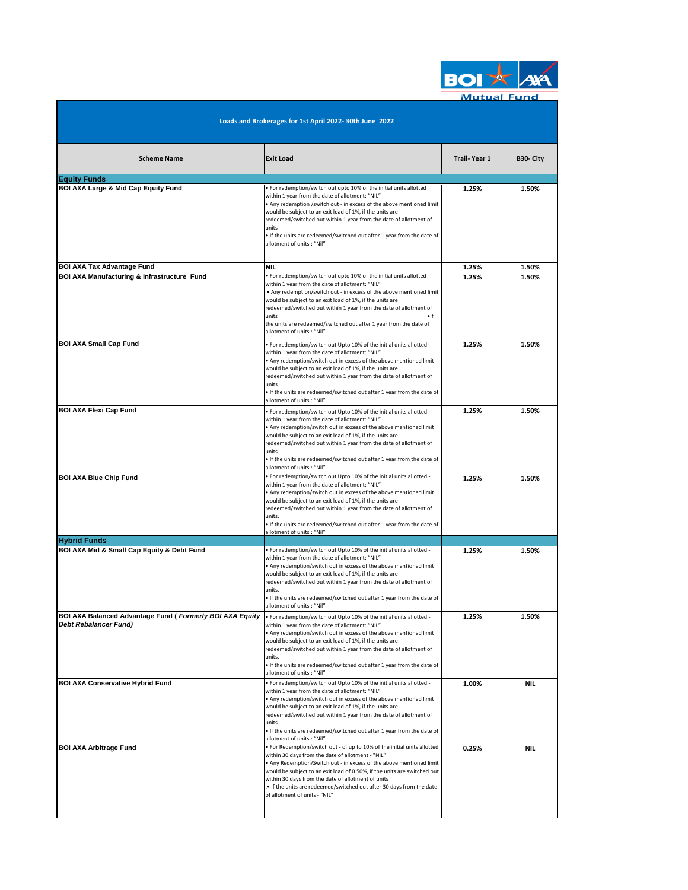# Loads and Brokerages for 1st April 2022- 30th June 2022

| Scheme Name | Exit Load | Trail- Year 1 | B30- City |
|---|---|---|---|
| **Equity Funds** | | | |
| **BOI AXA Large & Mid Cap Equity Fund** | • For redemption/switch out upto 10% of the initial units allotted within 1 year from the date of allotment: "NIL"<br>• Any redemption /switch out - in excess of the above mentioned limit would be subject to an exit load of 1%, if the units are redeemed/switched out within 1 year from the date of allotment of units<br>• If the units are redeemed/switched out after 1 year from the date of allotment of units : "Nil" | 1.25% | 1.50% |
| **BOI AXA Tax Advantage Fund** | NIL | 1.25% | 1.50% |
| **BOI AXA Manufacturing & Infrastructure Fund** | • For redemption/switch out upto 10% of the initial units allotted - within 1 year from the date of allotment: "NIL"<br>• Any redemption/switch out - in excess of the above mentioned limit would be subject to an exit load of 1%, if the units are redeemed/switched out within 1 year from the date of allotment of units<br>• If the units are redeemed/switched out after 1 year from the date of allotment of units : "Nil" | 1.25% | 1.50% |
| **BOI AXA Small Cap Fund** | • For redemption/switch out Upto 10% of the initial units allotted - within 1 year from the date of allotment: "NIL"<br>• Any redemption/switch out in excess of the above mentioned limit would be subject to an exit load of 1%, if the units are redeemed/switched out within 1 year from the date of allotment of units.<br>• If the units are redeemed/switched out after 1 year from the date of allotment of units : "Nil" | 1.25% | 1.50% |
| **BOI AXA Flexi Cap Fund** | • For redemption/switch out Upto 10% of the initial units allotted - within 1 year from the date of allotment: "NIL"<br>• Any redemption/switch out in excess of the above mentioned limit would be subject to an exit load of 1%, if the units are redeemed/switched out within 1 year from the date of allotment of units.<br>• If the units are redeemed/switched out after 1 year from the date of allotment of units : "Nil" | 1.25% | 1.50% |
| **BOI AXA Blue Chip Fund** | • For redemption/switch out Upto 10% of the initial units allotted - within 1 year from the date of allotment: "NIL"<br>• Any redemption/switch out in excess of the above mentioned limit would be subject to an exit load of 1%, if the units are redeemed/switched out within 1 year from the date of allotment of units.<br>• If the units are redeemed/switched out after 1 year from the date of allotment of units : "Nil" | 1.25% | 1.50% |
| **Hybrid Funds** | | | |
| **BOI AXA Mid & Small Cap Equity & Debt Fund** | • For redemption/switch out Upto 10% of the initial units allotted - within 1 year from the date of allotment: "NIL"<br>• Any redemption/switch out in excess of the above mentioned limit would be subject to an exit load of 1%, if the units are redeemed/switched out within 1 year from the date of allotment of units.<br>• If the units are redeemed/switched out after 1 year from the date of allotment of units : "Nil" | 1.25% | 1.50% |
| **BOI AXA Balanced Advantage Fund ( *Formerly BOI AXA Equity Debt Rebalancer Fund)*** | • For redemption/switch out Upto 10% of the initial units allotted - within 1 year from the date of allotment: "NIL"<br>• Any redemption/switch out in excess of the above mentioned limit would be subject to an exit load of 1%, if the units are redeemed/switched out within 1 year from the date of allotment of units.<br>• If the units are redeemed/switched out after 1 year from the date of allotment of units : "Nil" | 1.25% | 1.50% |
| **BOI AXA Conservative Hybrid Fund** | • For redemption/switch out Upto 10% of the initial units allotted - within 1 year from the date of allotment: "NIL"<br>• Any redemption/switch out in excess of the above mentioned limit would be subject to an exit load of 1%, if the units are redeemed/switched out within 1 year from the date of allotment of units.<br>• If the units are redeemed/switched out after 1 year from the date of allotment of units : "Nil" | 1.00% | NIL |
| **BOI AXA Arbitrage Fund** | • For Redemption/switch out - of up to 10% of the initial units allotted within 30 days from the date of allotment - "NIL"<br>• Any Redemption/Switch out - in excess of the above mentioned limit would be subject to an exit load of 0.50%, if the units are switched out within 30 days from the date of allotment of units<br>.• If the units are redeemed/switched out after 30 days from the date of allotment of units - "NIL" | 0.25% | NIL |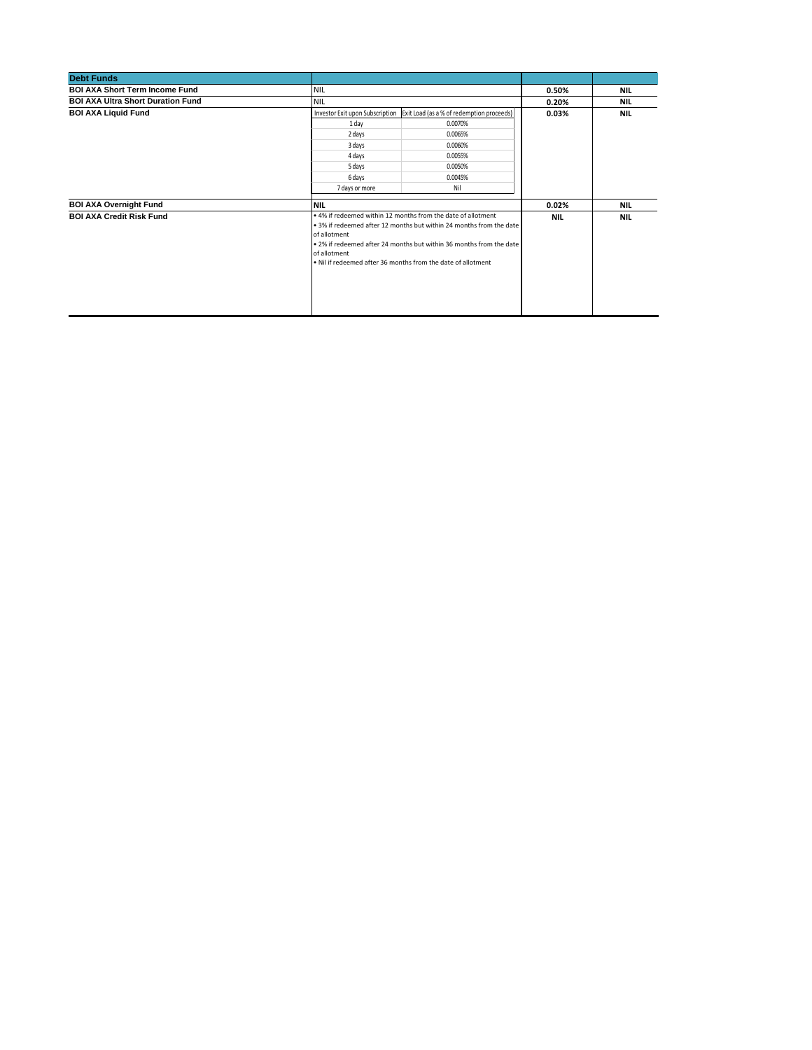| Debt Funds | | | |
|---|---|---|---|
| BOI AXA Short Term Income Fund | NIL | 0.50% | NIL |
| BOI AXA Ultra Short Duration Fund | NIL | 0.20% | NIL |
| BOI AXA Liquid Fund | Investor Exit upon Subscription / Exit Load (as a % of redemption proceeds): 1 day – 0.0070%; 2 days – 0.0065%; 3 days – 0.0060%; 4 days – 0.0055%; 5 days – 0.0050%; 6 days – 0.0045%; 7 days or more – Nil | 0.03% | NIL |
| BOI AXA Overnight Fund | NIL | 0.02% | NIL |
| BOI AXA Credit Risk Fund | • 4% if redeemed within 12 months from the date of allotment<br>• 3% if redeemed after 12 months but within 24 months from the date of allotment<br>• 2% if redeemed after 24 months but within 36 months from the date of allotment<br>• Nil if redeemed after 36 months from the date of allotment | NIL | NIL |